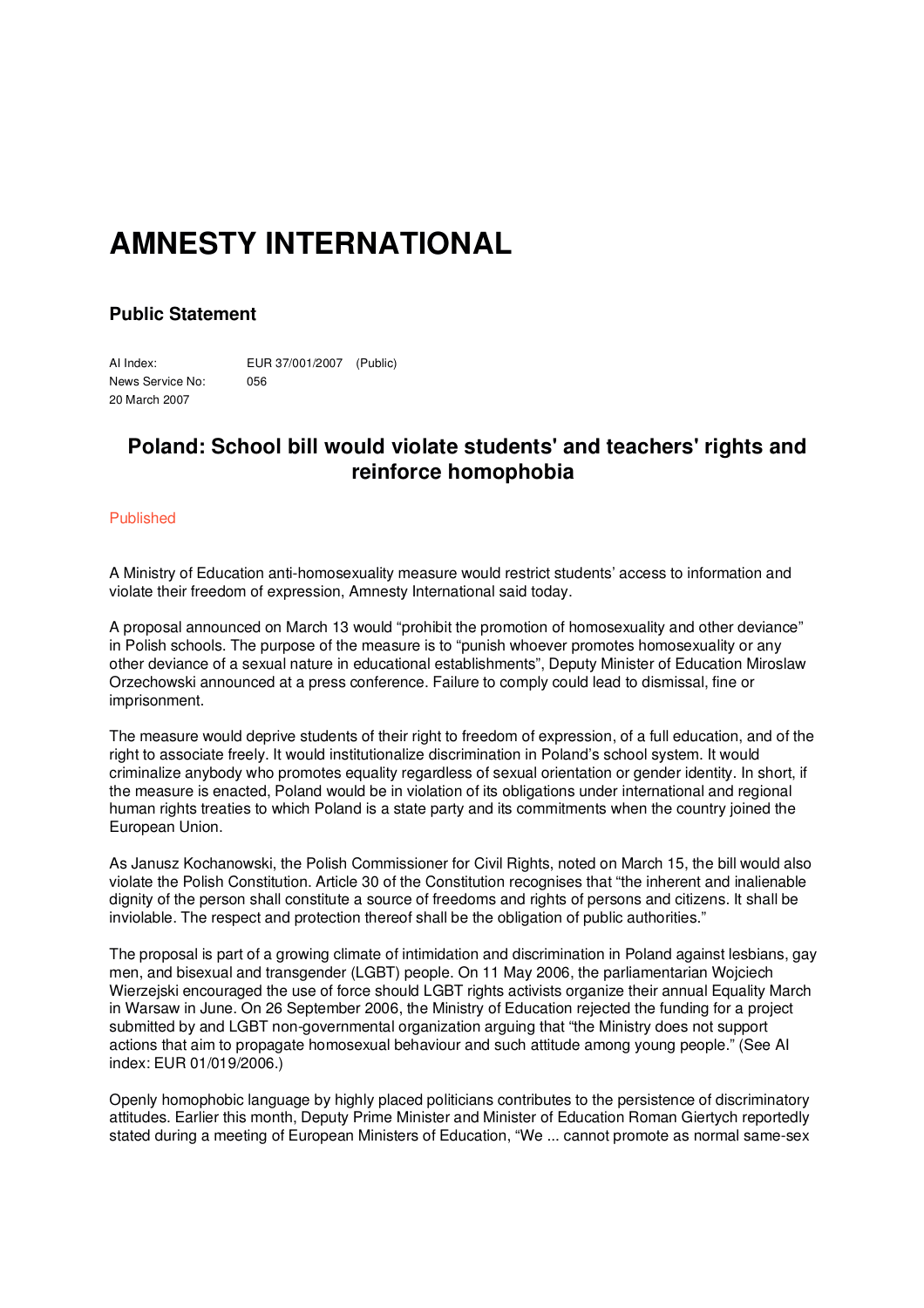# AMNESTY INTERNATIONAL

### Public Statement

AI Index: EUR 37/001/2007 (Public)
News Service No: 056
20 March 2007

## Poland: School bill would violate students' and teachers' rights and reinforce homophobia

Published

A Ministry of Education anti-homosexuality measure would restrict students' access to information and violate their freedom of expression, Amnesty International said today.

A proposal announced on March 13 would "prohibit the promotion of homosexuality and other deviance" in Polish schools. The purpose of the measure is to "punish whoever promotes homosexuality or any other deviance of a sexual nature in educational establishments", Deputy Minister of Education Miroslaw Orzechowski announced at a press conference. Failure to comply could lead to dismissal, fine or imprisonment.

The measure would deprive students of their right to freedom of expression, of a full education, and of the right to associate freely. It would institutionalize discrimination in Poland's school system. It would criminalize anybody who promotes equality regardless of sexual orientation or gender identity. In short, if the measure is enacted, Poland would be in violation of its obligations under international and regional human rights treaties to which Poland is a state party and its commitments when the country joined the European Union.

As Janusz Kochanowski, the Polish Commissioner for Civil Rights, noted on March 15, the bill would also violate the Polish Constitution. Article 30 of the Constitution recognises that "the inherent and inalienable dignity of the person shall constitute a source of freedoms and rights of persons and citizens. It shall be inviolable. The respect and protection thereof shall be the obligation of public authorities."

The proposal is part of a growing climate of intimidation and discrimination in Poland against lesbians, gay men, and bisexual and transgender (LGBT) people. On 11 May 2006, the parliamentarian Wojciech Wierzejski encouraged the use of force should LGBT rights activists organize their annual Equality March in Warsaw in June. On 26 September 2006, the Ministry of Education rejected the funding for a project submitted by and LGBT non-governmental organization arguing that "the Ministry does not support actions that aim to propagate homosexual behaviour and such attitude among young people." (See AI index: EUR 01/019/2006.)

Openly homophobic language by highly placed politicians contributes to the persistence of discriminatory attitudes. Earlier this month, Deputy Prime Minister and Minister of Education Roman Giertych reportedly stated during a meeting of European Ministers of Education, "We ... cannot promote as normal same-sex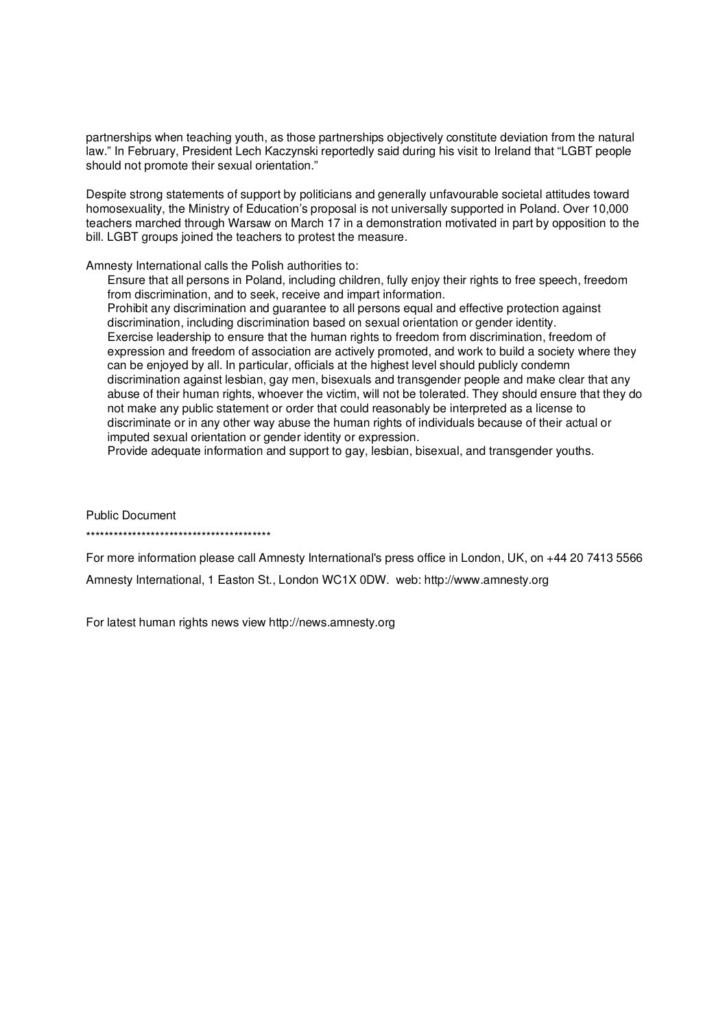partnerships when teaching youth, as those partnerships objectively constitute deviation from the natural law." In February, President Lech Kaczynski reportedly said during his visit to Ireland that "LGBT people should not promote their sexual orientation."

Despite strong statements of support by politicians and generally unfavourable societal attitudes toward homosexuality, the Ministry of Education's proposal is not universally supported in Poland. Over 10,000 teachers marched through Warsaw on March 17 in a demonstration motivated in part by opposition to the bill. LGBT groups joined the teachers to protest the measure.

Amnesty International calls the Polish authorities to:

- Ensure that all persons in Poland, including children, fully enjoy their rights to free speech, freedom from discrimination, and to seek, receive and impart information.
- Prohibit any discrimination and guarantee to all persons equal and effective protection against discrimination, including discrimination based on sexual orientation or gender identity.
- Exercise leadership to ensure that the human rights to freedom from discrimination, freedom of expression and freedom of association are actively promoted, and work to build a society where they can be enjoyed by all. In particular, officials at the highest level should publicly condemn discrimination against lesbian, gay men, bisexuals and transgender people and make clear that any abuse of their human rights, whoever the victim, will not be tolerated. They should ensure that they do not make any public statement or order that could reasonably be interpreted as a license to discriminate or in any other way abuse the human rights of individuals because of their actual or imputed sexual orientation or gender identity or expression.
- Provide adequate information and support to gay, lesbian, bisexual, and transgender youths.

Public Document

****************************************

For more information please call Amnesty International's press office in London, UK, on +44 20 7413 5566

Amnesty International, 1 Easton St., London WC1X 0DW. web: http://www.amnesty.org

For latest human rights news view http://news.amnesty.org